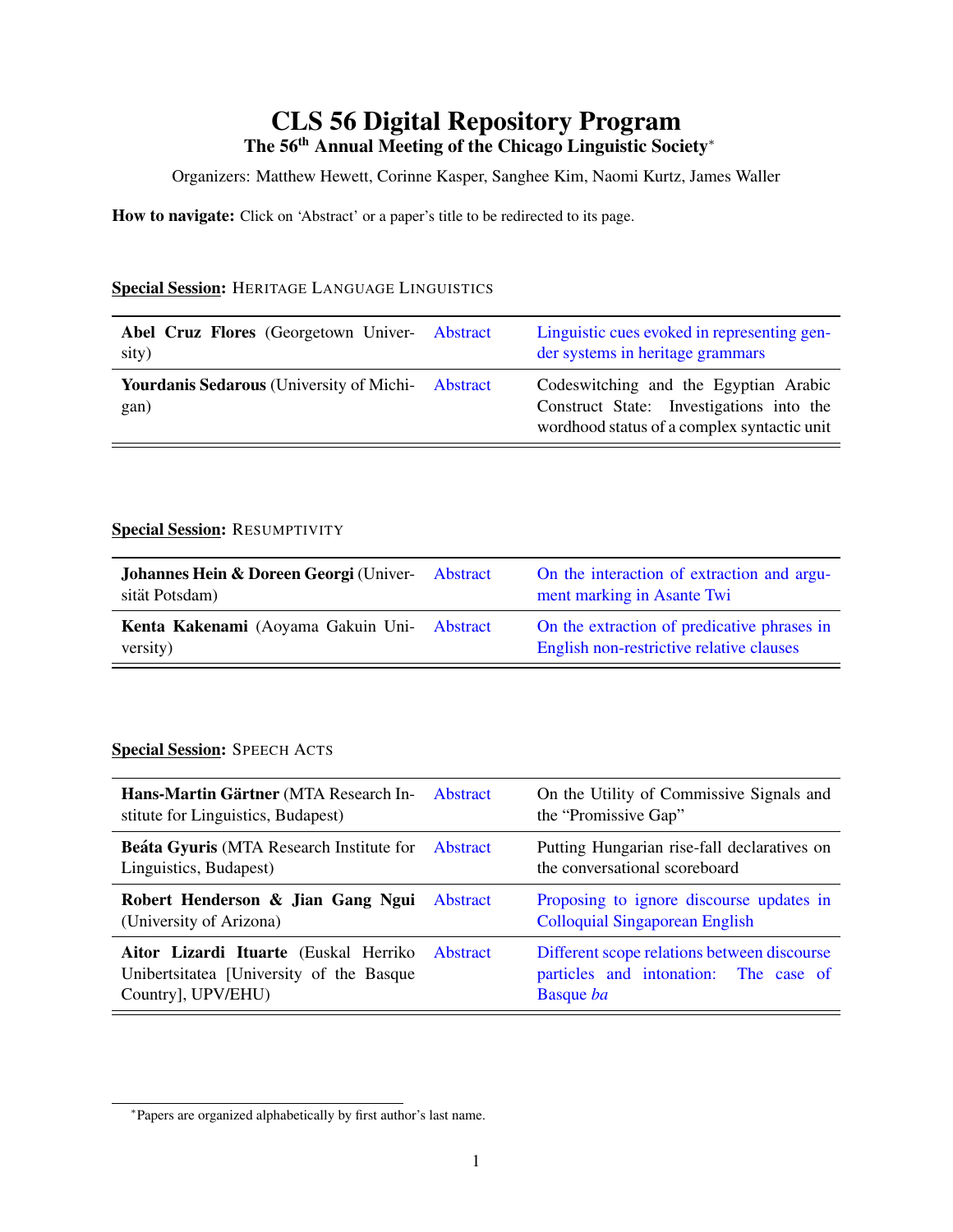# CLS 56 Digital Repository Program

## The 56th Annual Meeting of the Chicago Linguistic Society[*]

Organizers: Matthew Hewett, Corinne Kasper, Sanghee Kim, Naomi Kurtz, James Waller

**How to navigate:** Click on 'Abstract' or a paper's title to be redirected to its page.

**Special Session:** HERITAGE LANGUAGE LINGUISTICS

| | | |
|---|---|---|
| **Abel Cruz Flores** (Georgetown University) | Abstract | Linguistic cues evoked in representing gender systems in heritage grammars |
| **Yourdanis Sedarous** (University of Michigan) | Abstract | Codeswitching and the Egyptian Arabic Construct State: Investigations into the wordhood status of a complex syntactic unit |

**Special Session:** RESUMPTIVITY

| | | |
|---|---|---|
| **Johannes Hein & Doreen Georgi** (Universität Potsdam) | Abstract | On the interaction of extraction and argument marking in Asante Twi |
| **Kenta Kakenami** (Aoyama Gakuin University) | Abstract | On the extraction of predicative phrases in English non-restrictive relative clauses |

**Special Session:** SPEECH ACTS

| | | |
|---|---|---|
| **Hans-Martin Gärtner** (MTA Research Institute for Linguistics, Budapest) | Abstract | On the Utility of Commissive Signals and the "Promissive Gap" |
| **Beáta Gyuris** (MTA Research Institute for Linguistics, Budapest) | Abstract | Putting Hungarian rise-fall declaratives on the conversational scoreboard |
| **Robert Henderson & Jian Gang Ngui** (University of Arizona) | Abstract | Proposing to ignore discourse updates in Colloquial Singaporean English |
| **Aitor Lizardi Ituarte** (Euskal Herriko Unibertsitatea [University of the Basque Country], UPV/EHU) | Abstract | Different scope relations between discourse particles and intonation: The case of Basque *ba* |

[*] Papers are organized alphabetically by first author's last name.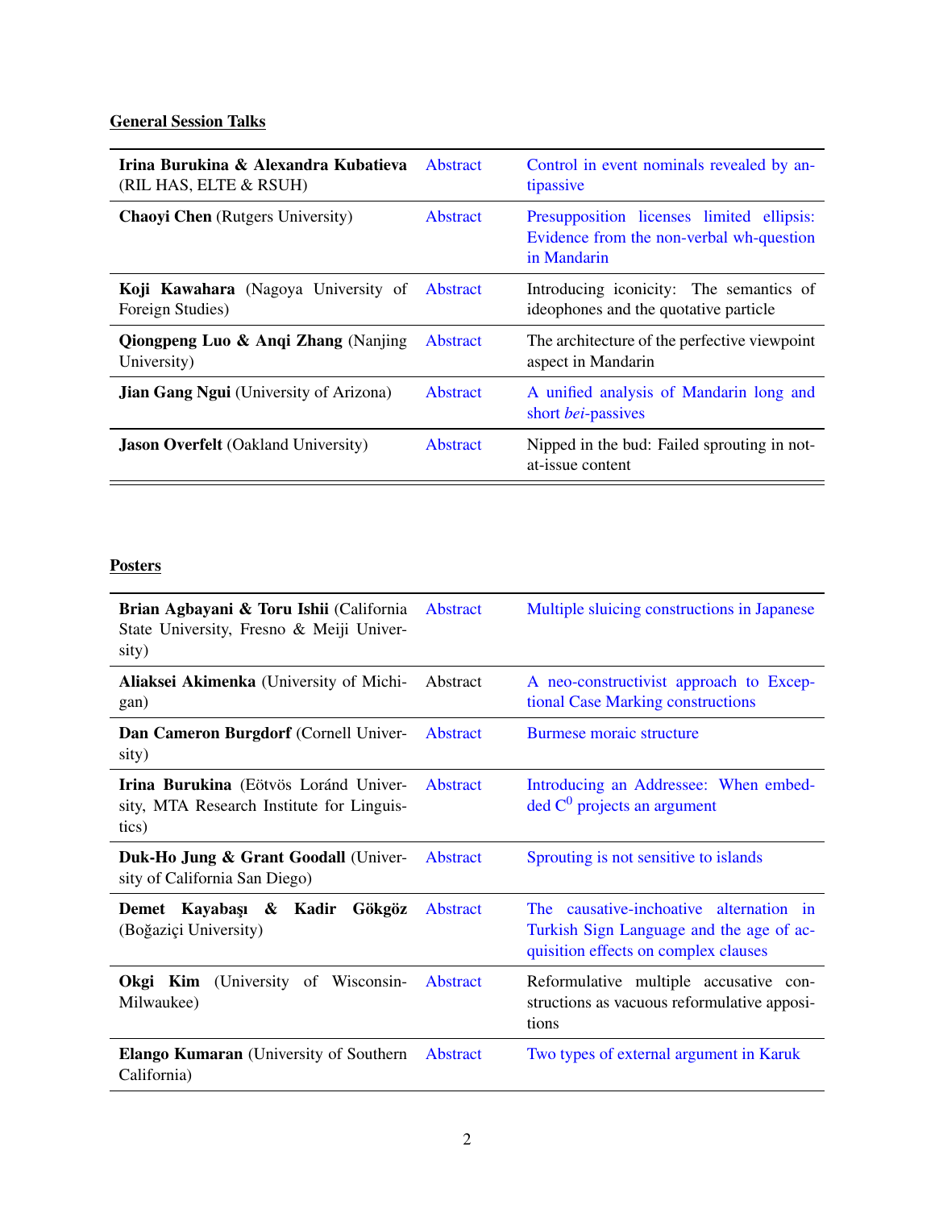**General Session Talks**

| | | |
|---|---|---|
| **Irina Burukina & Alexandra Kubatieva** (RIL HAS, ELTE & RSUH) | Abstract | Control in event nominals revealed by antipassive |
| **Chaoyi Chen** (Rutgers University) | Abstract | Presupposition licenses limited ellipsis: Evidence from the non-verbal wh-question in Mandarin |
| **Koji Kawahara** (Nagoya University of Foreign Studies) | Abstract | Introducing iconicity: The semantics of ideophones and the quotative particle |
| **Qiongpeng Luo & Anqi Zhang** (Nanjing University) | Abstract | The architecture of the perfective viewpoint aspect in Mandarin |
| **Jian Gang Ngui** (University of Arizona) | Abstract | A unified analysis of Mandarin long and short *bei*-passives |
| **Jason Overfelt** (Oakland University) | Abstract | Nipped in the bud: Failed sprouting in not-at-issue content |

**Posters**

| | | |
|---|---|---|
| **Brian Agbayani & Toru Ishii** (California State University, Fresno & Meiji University) | Abstract | Multiple sluicing constructions in Japanese |
| **Aliaksei Akimenka** (University of Michigan) | Abstract | A neo-constructivist approach to Exceptional Case Marking constructions |
| **Dan Cameron Burgdorf** (Cornell University) | Abstract | Burmese moraic structure |
| **Irina Burukina** (Eötvös Loránd University, MTA Research Institute for Linguistics) | Abstract | Introducing an Addressee: When embedded $C^0$ projects an argument |
| **Duk-Ho Jung & Grant Goodall** (University of California San Diego) | Abstract | Sprouting is not sensitive to islands |
| **Demet Kayabaşı & Kadir Gökgöz** (Boğaziçi University) | Abstract | The causative-inchoative alternation in Turkish Sign Language and the age of acquisition effects on complex clauses |
| **Okgi Kim** (University of Wisconsin-Milwaukee) | Abstract | Reformulative multiple accusative constructions as vacuous reformulative appositions |
| **Elango Kumaran** (University of Southern California) | Abstract | Two types of external argument in Karuk |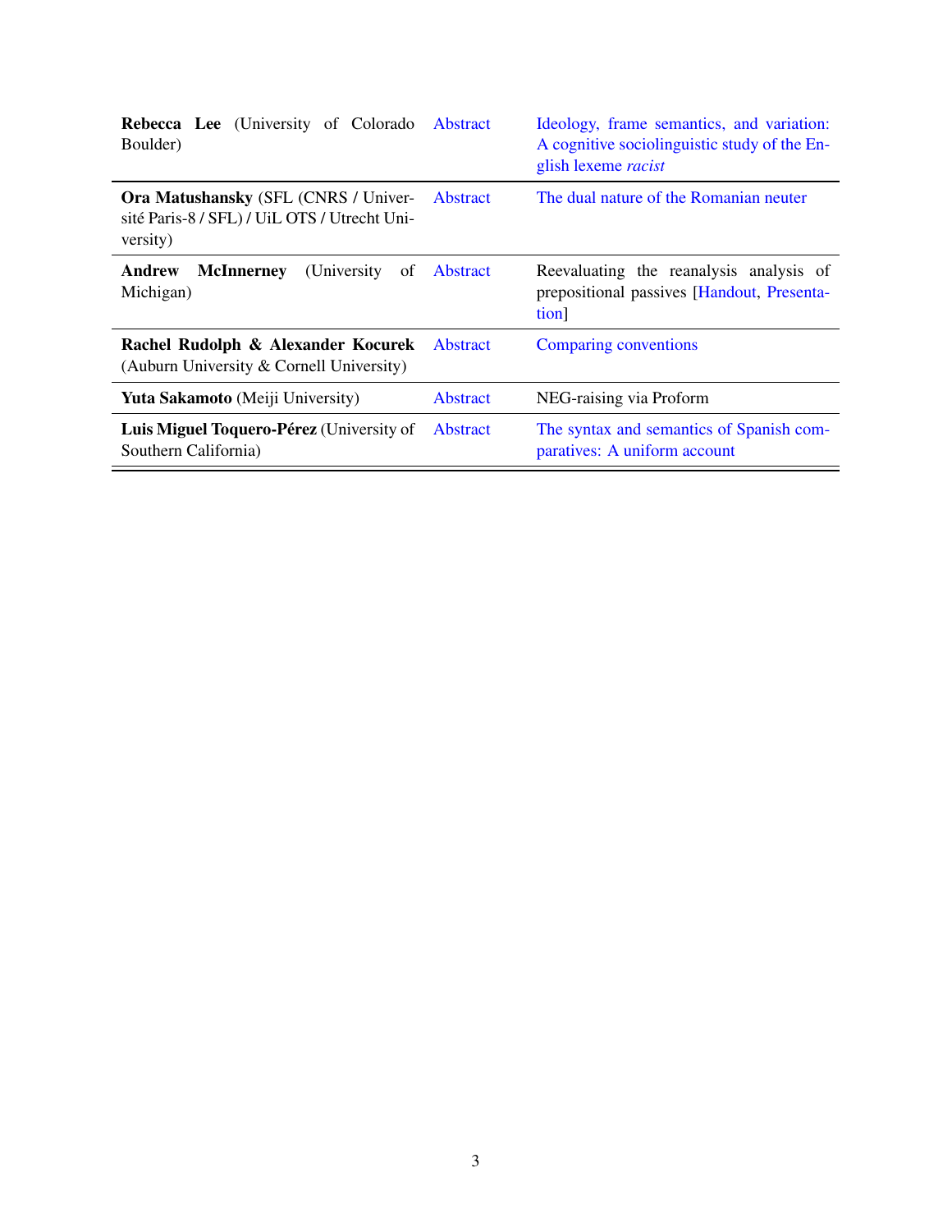| | | |
|---|---|---|
| **Rebecca Lee** (University of Colorado Boulder) | Abstract | Ideology, frame semantics, and variation: A cognitive sociolinguistic study of the English lexeme *racist* |
| **Ora Matushansky** (SFL (CNRS / Université Paris-8 / SFL) / UiL OTS / Utrecht University) | Abstract | The dual nature of the Romanian neuter |
| **Andrew McInnerney** (University of Michigan) | Abstract | Reevaluating the reanalysis analysis of prepositional passives [Handout, Presentation] |
| **Rachel Rudolph & Alexander Kocurek** (Auburn University & Cornell University) | Abstract | Comparing conventions |
| **Yuta Sakamoto** (Meiji University) | Abstract | NEG-raising via Proform |
| **Luis Miguel Toquero-Pérez** (University of Southern California) | Abstract | The syntax and semantics of Spanish comparatives: A uniform account |